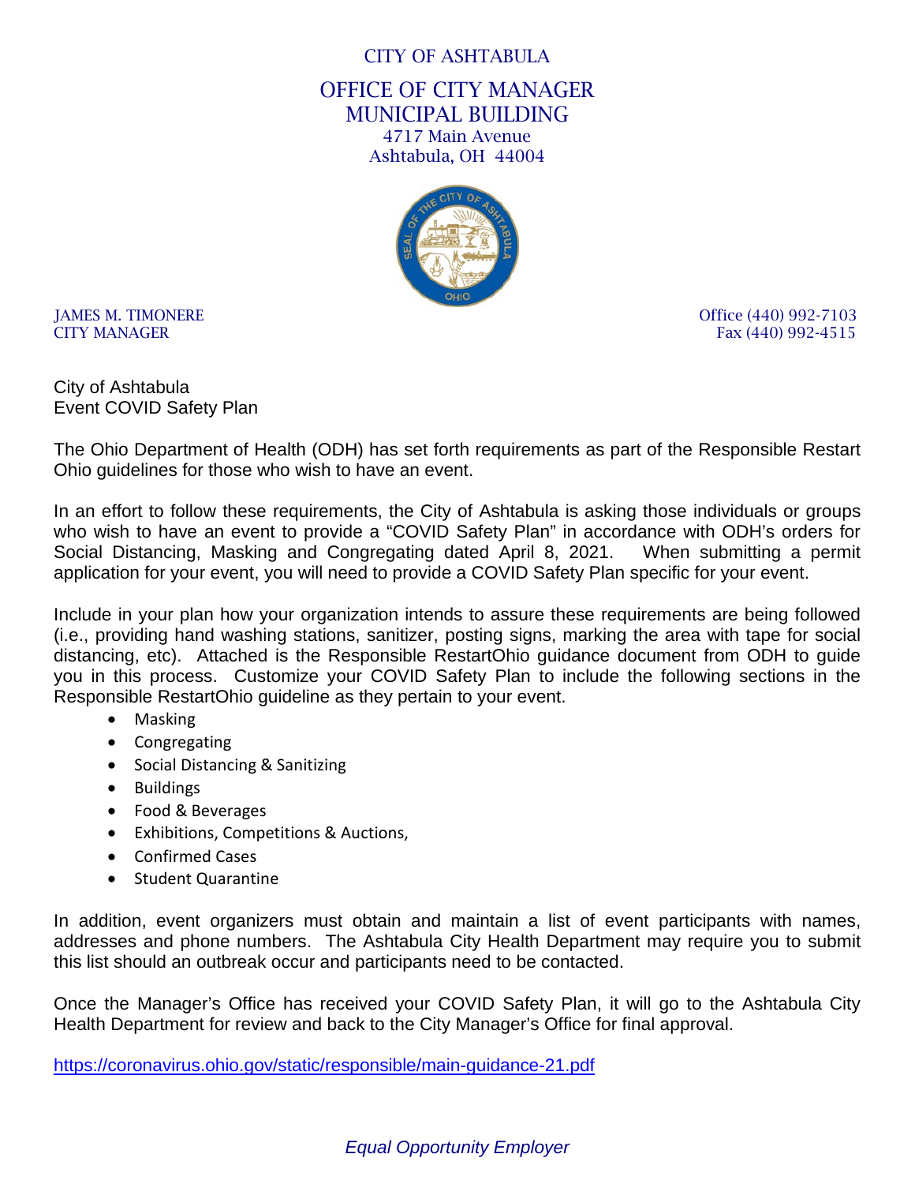CITY OF ASHTABULA

OFFICE OF CITY MANAGER
MUNICIPAL BUILDING
4717 Main Avenue
Ashtabula, OH 44004

JAMES M. TIMONERE
CITY MANAGER

Office (440) 992-7103
Fax (440) 992-4515

City of Ashtabula
Event COVID Safety Plan

The Ohio Department of Health (ODH) has set forth requirements as part of the Responsible Restart Ohio guidelines for those who wish to have an event.

In an effort to follow these requirements, the City of Ashtabula is asking those individuals or groups who wish to have an event to provide a "COVID Safety Plan" in accordance with ODH's orders for Social Distancing, Masking and Congregating dated April 8, 2021. When submitting a permit application for your event, you will need to provide a COVID Safety Plan specific for your event.

Include in your plan how your organization intends to assure these requirements are being followed (i.e., providing hand washing stations, sanitizer, posting signs, marking the area with tape for social distancing, etc). Attached is the Responsible RestartOhio guidance document from ODH to guide you in this process. Customize your COVID Safety Plan to include the following sections in the Responsible RestartOhio guideline as they pertain to your event.

- Masking
- Congregating
- Social Distancing & Sanitizing
- Buildings
- Food & Beverages
- Exhibitions, Competitions & Auctions,
- Confirmed Cases
- Student Quarantine

In addition, event organizers must obtain and maintain a list of event participants with names, addresses and phone numbers. The Ashtabula City Health Department may require you to submit this list should an outbreak occur and participants need to be contacted.

Once the Manager's Office has received your COVID Safety Plan, it will go to the Ashtabula City Health Department for review and back to the City Manager's Office for final approval.

https://coronavirus.ohio.gov/static/responsible/main-guidance-21.pdf

*Equal Opportunity Employer*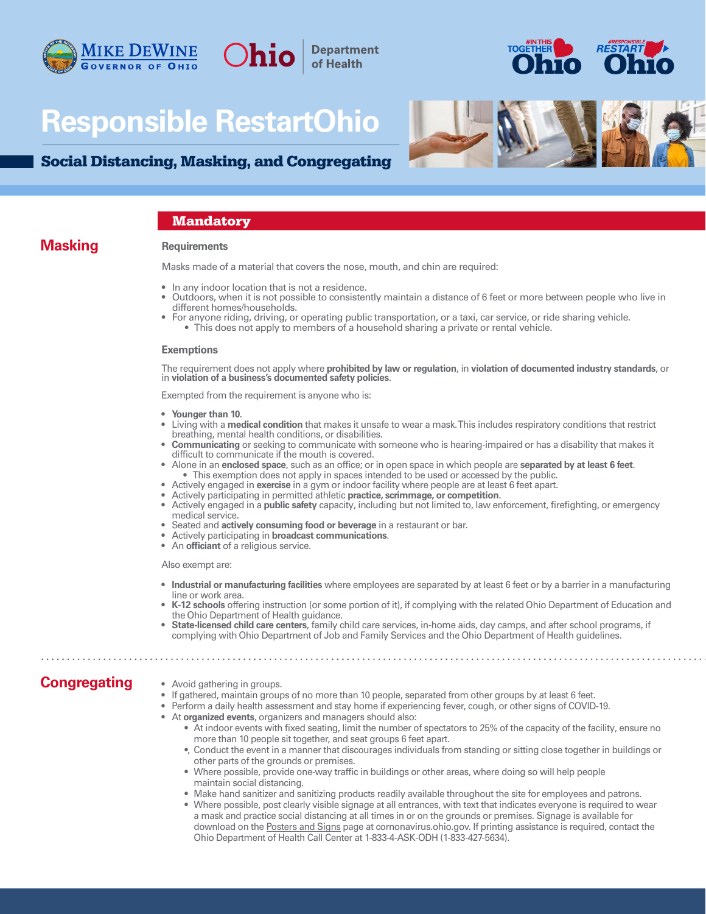# Responsible RestartOhio

## Social Distancing, Masking, and Congregating

### Mandatory

## Masking

**Requirements**

Masks made of a material that covers the nose, mouth, and chin are required:

- In any indoor location that is not a residence.
- Outdoors, when it is not possible to consistently maintain a distance of 6 feet or more between people who live in different homes/households.
- For anyone riding, driving, or operating public transportation, or a taxi, car service, or ride sharing vehicle.
  - This does not apply to members of a household sharing a private or rental vehicle.

**Exemptions**

The requirement does not apply where **prohibited by law or regulation**, in **violation of documented industry standards**, or in **violation of a business's documented safety policies**.

Exempted from the requirement is anyone who is:

- **Younger than 10**.
- Living with a **medical condition** that makes it unsafe to wear a mask. This includes respiratory conditions that restrict breathing, mental health conditions, or disabilities.
- **Communicating** or seeking to communicate with someone who is hearing-impaired or has a disability that makes it difficult to communicate if the mouth is covered.
- Alone in an **enclosed space**, such as an office; or in open space in which people are **separated by at least 6 feet**.
  - This exemption does not apply in spaces intended to be used or accessed by the public.
- Actively engaged in **exercise** in a gym or indoor facility where people are at least 6 feet apart.
- Actively participating in permitted athletic **practice, scrimmage, or competition**.
- Actively engaged in a **public safety** capacity, including but not limited to, law enforcement, firefighting, or emergency medical service.
- Seated and **actively consuming food or beverage** in a restaurant or bar.
- Actively participating in **broadcast communications**.
- An **officiant** of a religious service.

Also exempt are:

- **Industrial or manufacturing facilities** where employees are separated by at least 6 feet or by a barrier in a manufacturing line or work area.
- **K-12 schools** offering instruction (or some portion of it), if complying with the related Ohio Department of Education and the Ohio Department of Health guidance.
- **State-licensed child care centers**, family child care services, in-home aids, day camps, and after school programs, if complying with Ohio Department of Job and Family Services and the Ohio Department of Health guidelines.

## Congregating

- Avoid gathering in groups.
- If gathered, maintain groups of no more than 10 people, separated from other groups by at least 6 feet.
- Perform a daily health assessment and stay home if experiencing fever, cough, or other signs of COVID-19.
- At **organized events**, organizers and managers should also:
  - At indoor events with fixed seating, limit the number of spectators to 25% of the capacity of the facility, ensure no more than 10 people sit together, and seat groups 6 feet apart.
  - Conduct the event in a manner that discourages individuals from standing or sitting close together in buildings or other parts of the grounds or premises.
  - Where possible, provide one-way traffic in buildings or other areas, where doing so will help people maintain social distancing.
  - Make hand sanitizer and sanitizing products readily available throughout the site for employees and patrons.
  - Where possible, post clearly visible signage at all entrances, with text that indicates everyone is required to wear a mask and practice social distancing at all times in or on the grounds or premises. Signage is available for download on the Posters and Signs page at cornonavirus.ohio.gov. If printing assistance is required, contact the Ohio Department of Health Call Center at 1-833-4-ASK-ODH (1-833-427-5634).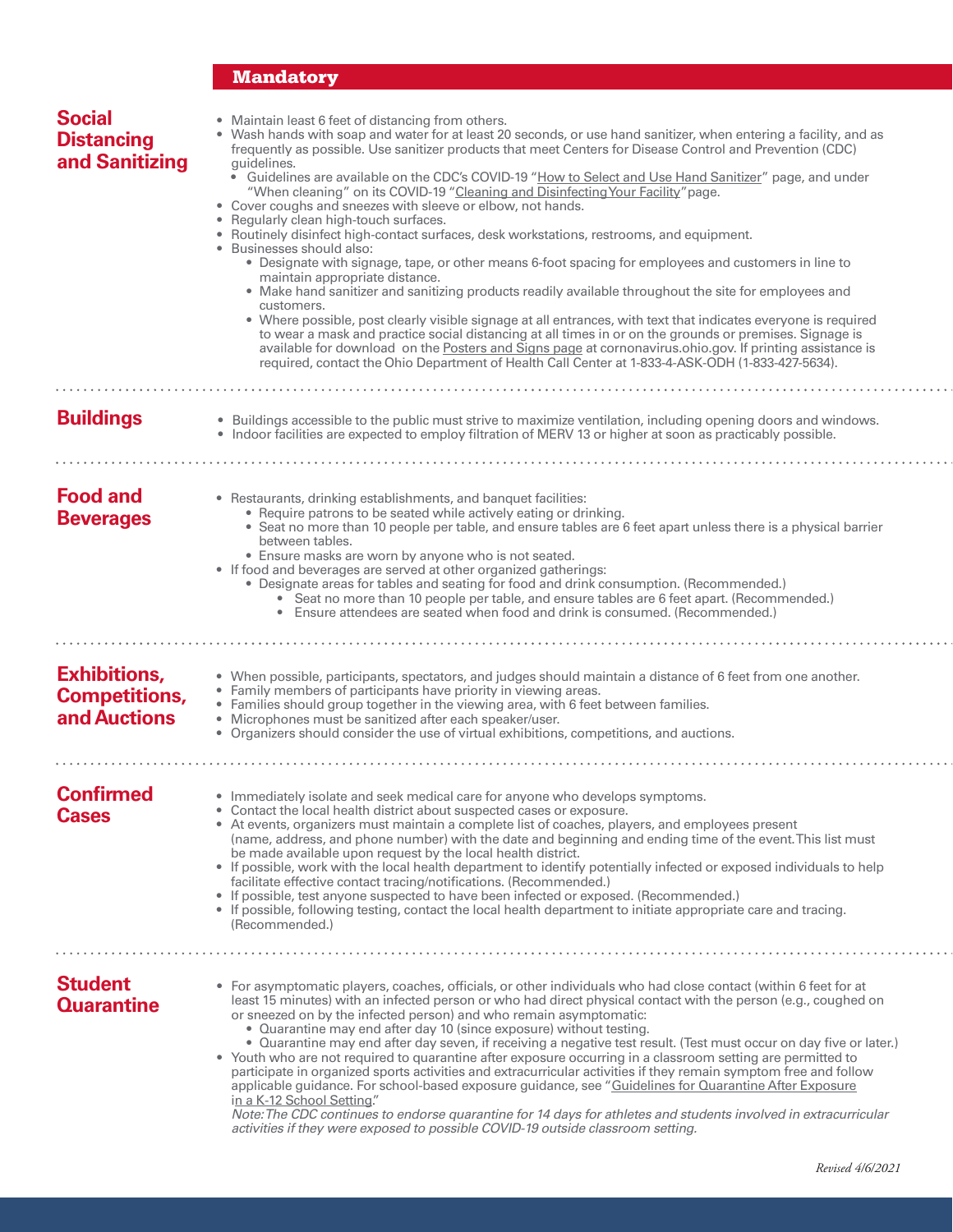## Mandatory

### Social Distancing and Sanitizing

- Maintain least 6 feet of distancing from others.
- Wash hands with soap and water for at least 20 seconds, or use hand sanitizer, when entering a facility, and as frequently as possible. Use sanitizer products that meet Centers for Disease Control and Prevention (CDC) guidelines.
  - Guidelines are available on the CDC's COVID-19 "How to Select and Use Hand Sanitizer" page, and under "When cleaning" on its COVID-19 "Cleaning and Disinfecting Your Facility" page.
- Cover coughs and sneezes with sleeve or elbow, not hands.
- Regularly clean high-touch surfaces.
- Routinely disinfect high-contact surfaces, desk workstations, restrooms, and equipment.
- Businesses should also:
  - Designate with signage, tape, or other means 6-foot spacing for employees and customers in line to maintain appropriate distance.
  - Make hand sanitizer and sanitizing products readily available throughout the site for employees and customers.
  - Where possible, post clearly visible signage at all entrances, with text that indicates everyone is required to wear a mask and practice social distancing at all times in or on the grounds or premises. Signage is available for download on the Posters and Signs page at cornonavirus.ohio.gov. If printing assistance is required, contact the Ohio Department of Health Call Center at 1-833-4-ASK-ODH (1-833-427-5634).

### Buildings

- Buildings accessible to the public must strive to maximize ventilation, including opening doors and windows.
- Indoor facilities are expected to employ filtration of MERV 13 or higher at soon as practicably possible.

### Food and Beverages

- Restaurants, drinking establishments, and banquet facilities:
  - Require patrons to be seated while actively eating or drinking.
  - Seat no more than 10 people per table, and ensure tables are 6 feet apart unless there is a physical barrier between tables.
  - Ensure masks are worn by anyone who is not seated.
- If food and beverages are served at other organized gatherings:
  - Designate areas for tables and seating for food and drink consumption. (Recommended.)
    - Seat no more than 10 people per table, and ensure tables are 6 feet apart. (Recommended.)
    - Ensure attendees are seated when food and drink is consumed. (Recommended.)

### Exhibitions, Competitions, and Auctions

- When possible, participants, spectators, and judges should maintain a distance of 6 feet from one another.
- Family members of participants have priority in viewing areas.
- Families should group together in the viewing area, with 6 feet between families.
- Microphones must be sanitized after each speaker/user.
- Organizers should consider the use of virtual exhibitions, competitions, and auctions.

### Confirmed Cases

- Immediately isolate and seek medical care for anyone who develops symptoms.
- Contact the local health district about suspected cases or exposure.
- At events, organizers must maintain a complete list of coaches, players, and employees present (name, address, and phone number) with the date and beginning and ending time of the event. This list must be made available upon request by the local health district.
- If possible, work with the local health department to identify potentially infected or exposed individuals to help facilitate effective contact tracing/notifications. (Recommended.)
- If possible, test anyone suspected to have been infected or exposed. (Recommended.)
- If possible, following testing, contact the local health department to initiate appropriate care and tracing. (Recommended.)

### Student Quarantine

- For asymptomatic players, coaches, officials, or other individuals who had close contact (within 6 feet for at least 15 minutes) with an infected person or who had direct physical contact with the person (e.g., coughed on or sneezed on by the infected person) and who remain asymptomatic:
  - Quarantine may end after day 10 (since exposure) without testing.
  - Quarantine may end after day seven, if receiving a negative test result. (Test must occur on day five or later.)
- Youth who are not required to quarantine after exposure occurring in a classroom setting are permitted to participate in organized sports activities and extracurricular activities if they remain symptom free and follow applicable guidance. For school-based exposure guidance, see "Guidelines for Quarantine After Exposure in a K-12 School Setting."

*Note: The CDC continues to endorse quarantine for 14 days for athletes and students involved in extracurricular activities if they were exposed to possible COVID-19 outside classroom setting.*

*Revised 4/6/2021*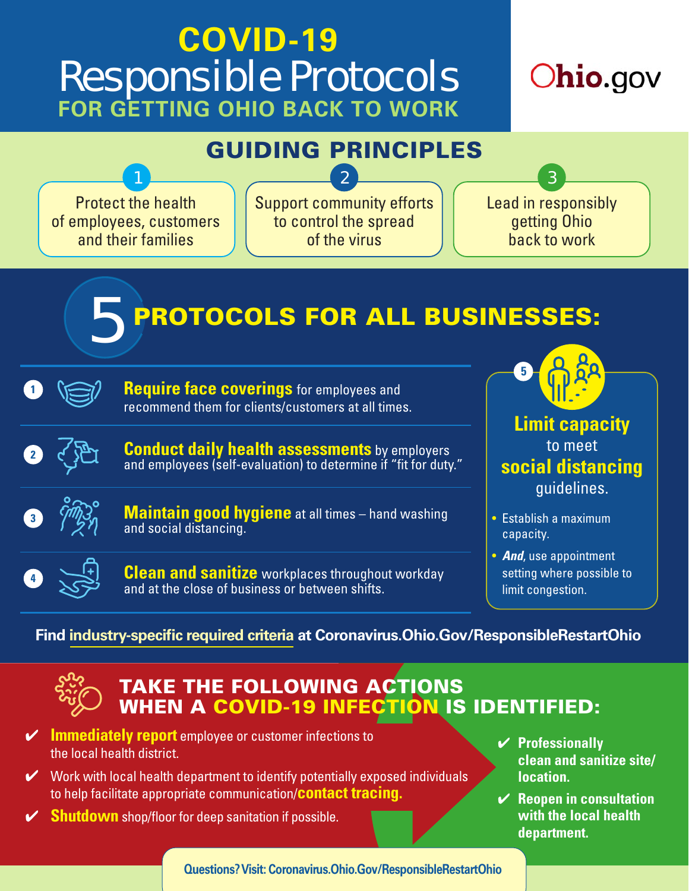# COVID-19 Responsible Protocols

## FOR GETTING OHIO BACK TO WORK

Ohio.gov

## GUIDING PRINCIPLES

1. Protect the health of employees, customers and their families
2. Support community efforts to control the spread of the virus
3. Lead in responsibly getting Ohio back to work

## 5 PROTOCOLS FOR ALL BUSINESSES:

1. **Require face coverings** for employees and recommend them for clients/customers at all times.
2. **Conduct daily health assessments** by employers and employees (self-evaluation) to determine if "fit for duty."
3. **Maintain good hygiene** at all times – hand washing and social distancing.
4. **Clean and sanitize** workplaces throughout workday and at the close of business or between shifts.
5. **Limit capacity** to meet **social distancing** guidelines.
   - Establish a maximum capacity.
   - ***And***, use appointment setting where possible to limit congestion.

Find industry-specific required criteria at Coronavirus.Ohio.Gov/ResponsibleRestartOhio

## TAKE THE FOLLOWING ACTIONS WHEN A COVID-19 INFECTION IS IDENTIFIED:

- ✔ **Immediately report** employee or customer infections to the local health district.
- ✔ Work with local health department to identify potentially exposed individuals to help facilitate appropriate communication/**contact tracing.**
- ✔ **Shutdown** shop/floor for deep sanitation if possible.
- ✔ **Professionally clean and sanitize site/location.**
- ✔ **Reopen in consultation with the local health department.**

Questions? Visit: Coronavirus.Ohio.Gov/ResponsibleRestartOhio